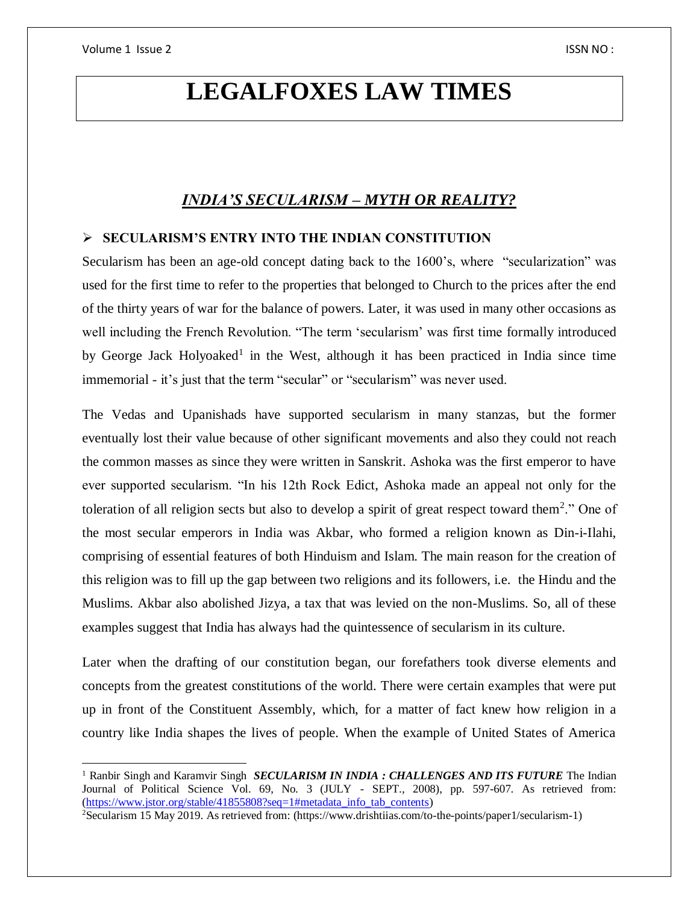# LEGALFOXES LAW TIMES

## *INDIA'S SECULARISM – MYTH OR REALITY?*

### ➢ SECULARISM'S ENTRY INTO THE INDIAN CONSTITUTION

Secularism has been an age-old concept dating back to the 1600's, where "secularization" was used for the first time to refer to the properties that belonged to Church to the prices after the end of the thirty years of war for the balance of powers. Later, it was used in many other occasions as well including the French Revolution. "The term 'secularism' was first time formally introduced by George Jack Holyoaked[1] in the West, although it has been practiced in India since time immemorial - it's just that the term "secular" or "secularism" was never used.

The Vedas and Upanishads have supported secularism in many stanzas, but the former eventually lost their value because of other significant movements and also they could not reach the common masses as since they were written in Sanskrit. Ashoka was the first emperor to have ever supported secularism. "In his 12th Rock Edict, Ashoka made an appeal not only for the toleration of all religion sects but also to develop a spirit of great respect toward them[2]." One of the most secular emperors in India was Akbar, who formed a religion known as Din-i-Ilahi, comprising of essential features of both Hinduism and Islam. The main reason for the creation of this religion was to fill up the gap between two religions and its followers, i.e. the Hindu and the Muslims. Akbar also abolished Jizya, a tax that was levied on the non-Muslims. So, all of these examples suggest that India has always had the quintessence of secularism in its culture.

Later when the drafting of our constitution began, our forefathers took diverse elements and concepts from the greatest constitutions of the world. There were certain examples that were put up in front of the Constituent Assembly, which, for a matter of fact knew how religion in a country like India shapes the lives of people. When the example of United States of America

---

[1] Ranbir Singh and Karamvir Singh ***SECULARISM IN INDIA : CHALLENGES AND ITS FUTURE*** The Indian Journal of Political Science Vol. 69, No. 3 (JULY - SEPT., 2008), pp. 597-607. As retrieved from: (https://www.jstor.org/stable/41855808?seq=1#metadata_info_tab_contents)

[2] Secularism 15 May 2019. As retrieved from: (https://www.drishtiias.com/to-the-points/paper1/secularism-1)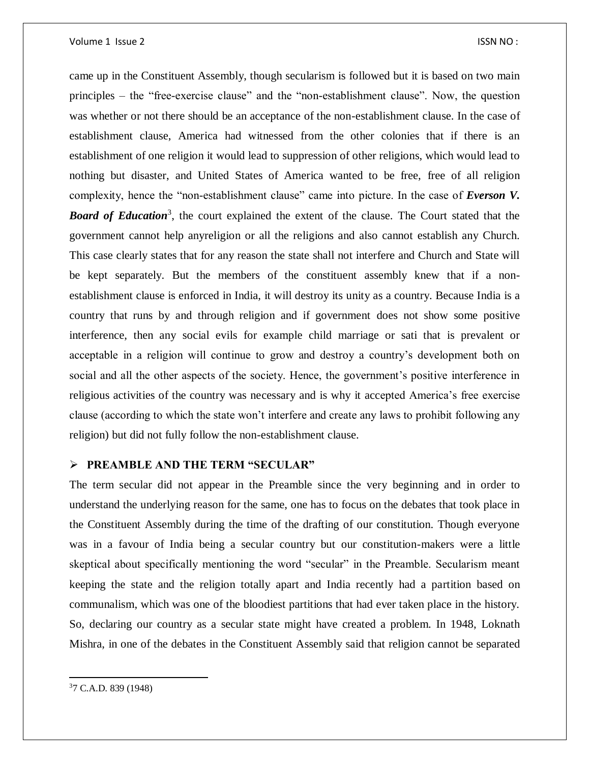came up in the Constituent Assembly, though secularism is followed but it is based on two main principles – the "free-exercise clause" and the "non-establishment clause". Now, the question was whether or not there should be an acceptance of the non-establishment clause. In the case of establishment clause, America had witnessed from the other colonies that if there is an establishment of one religion it would lead to suppression of other religions, which would lead to nothing but disaster, and United States of America wanted to be free, free of all religion complexity, hence the "non-establishment clause" came into picture. In the case of ***Everson V. Board of Education***[3], the court explained the extent of the clause. The Court stated that the government cannot help anyreligion or all the religions and also cannot establish any Church. This case clearly states that for any reason the state shall not interfere and Church and State will be kept separately. But the members of the constituent assembly knew that if a non-establishment clause is enforced in India, it will destroy its unity as a country. Because India is a country that runs by and through religion and if government does not show some positive interference, then any social evils for example child marriage or sati that is prevalent or acceptable in a religion will continue to grow and destroy a country's development both on social and all the other aspects of the society. Hence, the government's positive interference in religious activities of the country was necessary and is why it accepted America's free exercise clause (according to which the state won't interfere and create any laws to prohibit following any religion) but did not fully follow the non-establishment clause.

## PREAMBLE AND THE TERM "SECULAR"

The term secular did not appear in the Preamble since the very beginning and in order to understand the underlying reason for the same, one has to focus on the debates that took place in the Constituent Assembly during the time of the drafting of our constitution. Though everyone was in a favour of India being a secular country but our constitution-makers were a little skeptical about specifically mentioning the word "secular" in the Preamble. Secularism meant keeping the state and the religion totally apart and India recently had a partition based on communalism, which was one of the bloodiest partitions that had ever taken place in the history. So, declaring our country as a secular state might have created a problem. In 1948, Loknath Mishra, in one of the debates in the Constituent Assembly said that religion cannot be separated

---

[3] 7 C.A.D. 839 (1948)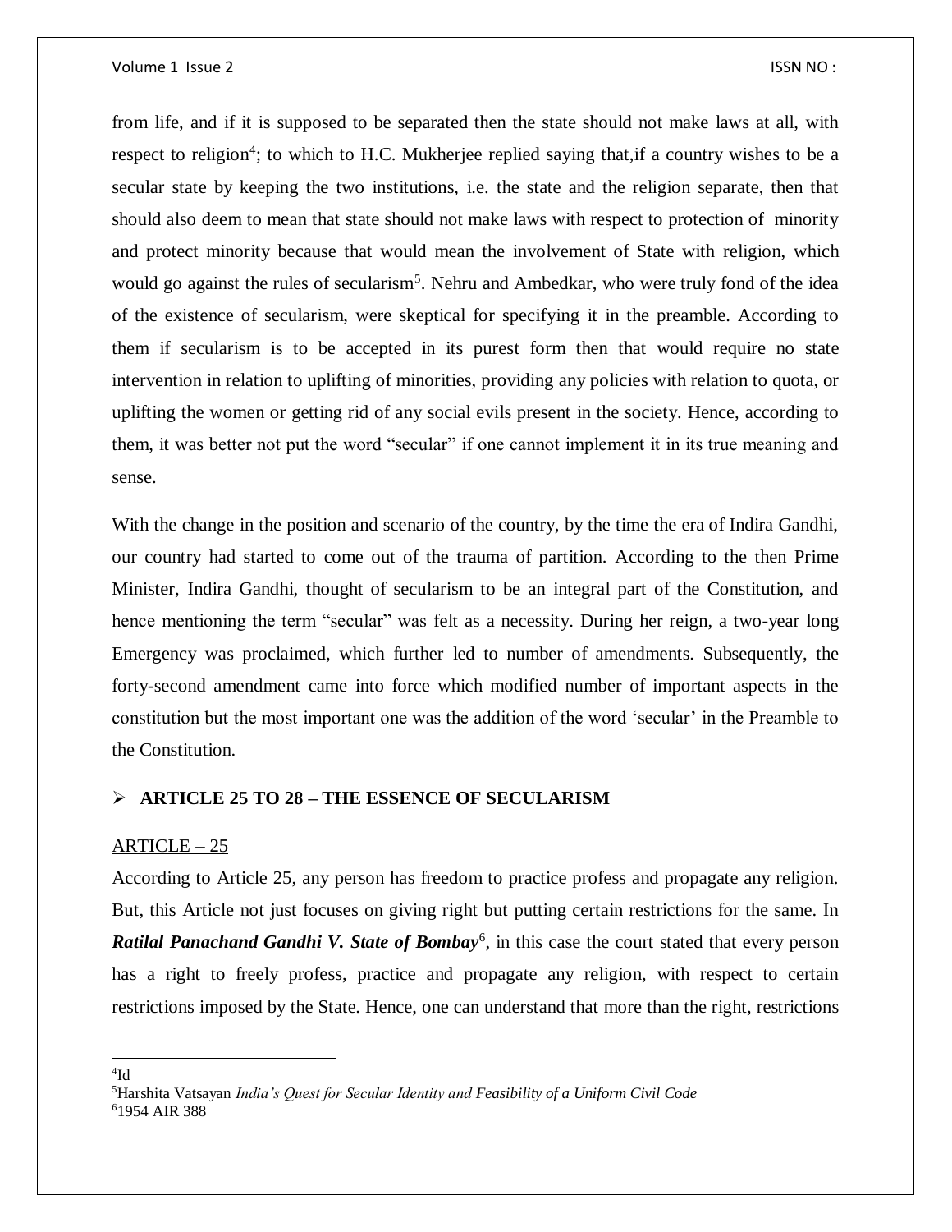from life, and if it is supposed to be separated then the state should not make laws at all, with respect to religion[4]; to which to H.C. Mukherjee replied saying that,if a country wishes to be a secular state by keeping the two institutions, i.e. the state and the religion separate, then that should also deem to mean that state should not make laws with respect to protection of minority and protect minority because that would mean the involvement of State with religion, which would go against the rules of secularism[5]. Nehru and Ambedkar, who were truly fond of the idea of the existence of secularism, were skeptical for specifying it in the preamble. According to them if secularism is to be accepted in its purest form then that would require no state intervention in relation to uplifting of minorities, providing any policies with relation to quota, or uplifting the women or getting rid of any social evils present in the society. Hence, according to them, it was better not put the word "secular" if one cannot implement it in its true meaning and sense.

With the change in the position and scenario of the country, by the time the era of Indira Gandhi, our country had started to come out of the trauma of partition. According to the then Prime Minister, Indira Gandhi, thought of secularism to be an integral part of the Constitution, and hence mentioning the term "secular" was felt as a necessity. During her reign, a two-year long Emergency was proclaimed, which further led to number of amendments. Subsequently, the forty-second amendment came into force which modified number of important aspects in the constitution but the most important one was the addition of the word 'secular' in the Preamble to the Constitution.

- **ARTICLE 25 TO 28 – THE ESSENCE OF SECULARISM**

ARTICLE – 25

According to Article 25, any person has freedom to practice profess and propagate any religion. But, this Article not just focuses on giving right but putting certain restrictions for the same. In ***Ratilal Panachand Gandhi V. State of Bombay***[6], in this case the court stated that every person has a right to freely profess, practice and propagate any religion, with respect to certain restrictions imposed by the State. Hence, one can understand that more than the right, restrictions

---

[4] Id

[5] Harshita Vatsayan *India's Quest for Secular Identity and Feasibility of a Uniform Civil Code*

[6] 1954 AIR 388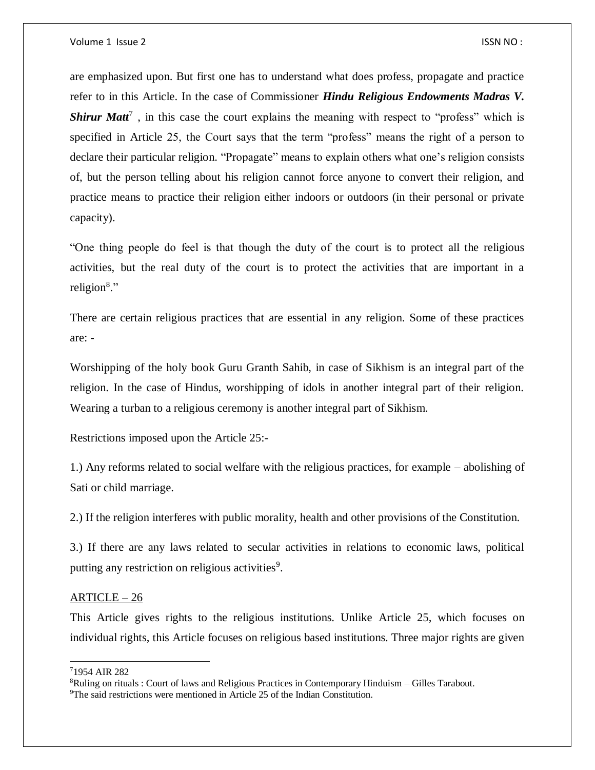are emphasized upon. But first one has to understand what does profess, propagate and practice refer to in this Article. In the case of Commissioner ***Hindu Religious Endowments Madras V. Shirur Matt***[7] , in this case the court explains the meaning with respect to "profess" which is specified in Article 25, the Court says that the term "profess" means the right of a person to declare their particular religion. "Propagate" means to explain others what one's religion consists of, but the person telling about his religion cannot force anyone to convert their religion, and practice means to practice their religion either indoors or outdoors (in their personal or private capacity).

"One thing people do feel is that though the duty of the court is to protect all the religious activities, but the real duty of the court is to protect the activities that are important in a religion[8]."

There are certain religious practices that are essential in any religion. Some of these practices are: -

Worshipping of the holy book Guru Granth Sahib, in case of Sikhism is an integral part of the religion. In the case of Hindus, worshipping of idols in another integral part of their religion. Wearing a turban to a religious ceremony is another integral part of Sikhism.

Restrictions imposed upon the Article 25:-

1.) Any reforms related to social welfare with the religious practices, for example – abolishing of Sati or child marriage.

2.) If the religion interferes with public morality, health and other provisions of the Constitution.

3.) If there are any laws related to secular activities in relations to economic laws, political putting any restriction on religious activities[9].

ARTICLE – 26

This Article gives rights to the religious institutions. Unlike Article 25, which focuses on individual rights, this Article focuses on religious based institutions. Three major rights are given

---

[7] 1954 AIR 282

[8] Ruling on rituals : Court of laws and Religious Practices in Contemporary Hinduism – Gilles Tarabout.

[9] The said restrictions were mentioned in Article 25 of the Indian Constitution.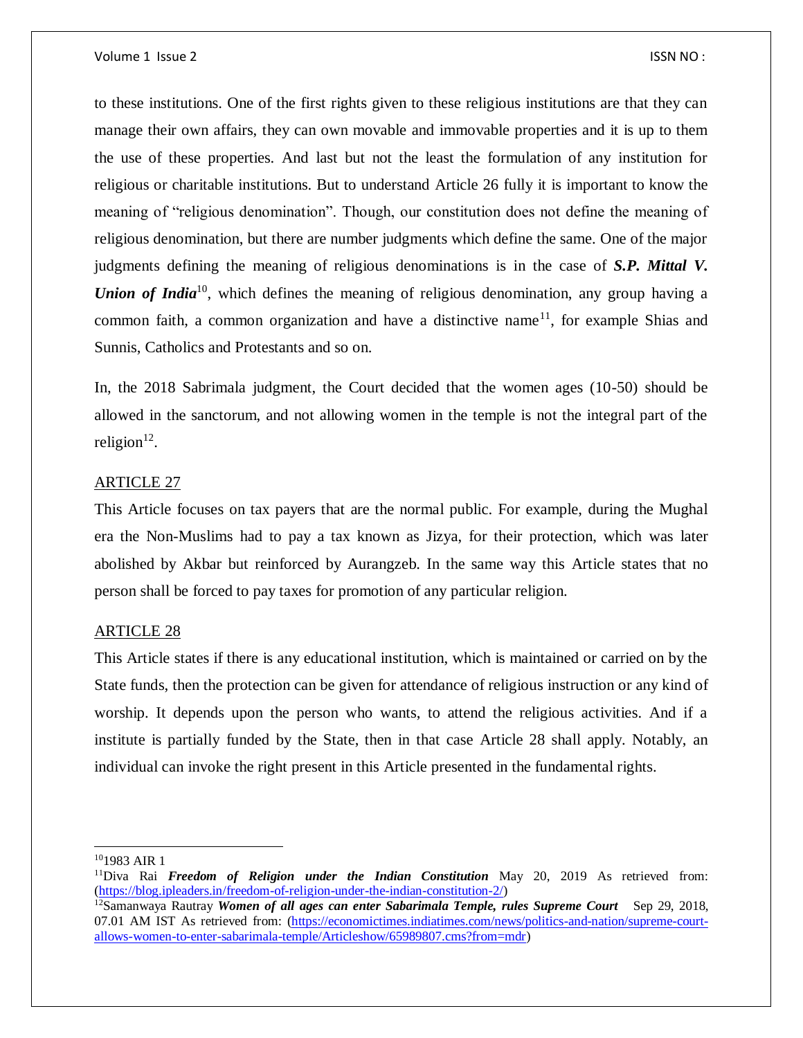to these institutions. One of the first rights given to these religious institutions are that they can manage their own affairs, they can own movable and immovable properties and it is up to them the use of these properties. And last but not the least the formulation of any institution for religious or charitable institutions. But to understand Article 26 fully it is important to know the meaning of "religious denomination". Though, our constitution does not define the meaning of religious denomination, but there are number judgments which define the same. One of the major judgments defining the meaning of religious denominations is in the case of ***S.P. Mittal V. Union of India***[10], which defines the meaning of religious denomination, any group having a common faith, a common organization and have a distinctive name[11], for example Shias and Sunnis, Catholics and Protestants and so on.

In, the 2018 Sabrimala judgment, the Court decided that the women ages (10-50) should be allowed in the sanctorum, and not allowing women in the temple is not the integral part of the religion[12].

<u>ARTICLE 27</u>

This Article focuses on tax payers that are the normal public. For example, during the Mughal era the Non-Muslims had to pay a tax known as Jizya, for their protection, which was later abolished by Akbar but reinforced by Aurangzeb. In the same way this Article states that no person shall be forced to pay taxes for promotion of any particular religion.

<u>ARTICLE 28</u>

This Article states if there is any educational institution, which is maintained or carried on by the State funds, then the protection can be given for attendance of religious instruction or any kind of worship. It depends upon the person who wants, to attend the religious activities. And if a institute is partially funded by the State, then in that case Article 28 shall apply. Notably, an individual can invoke the right present in this Article presented in the fundamental rights.

---

[10] 1983 AIR 1

[11] Diva Rai ***Freedom of Religion under the Indian Constitution*** May 20, 2019 As retrieved from: (https://blog.ipleaders.in/freedom-of-religion-under-the-indian-constitution-2/)

[12] Samanwaya Rautray ***Women of all ages can enter Sabarimala Temple, rules Supreme Court*** Sep 29, 2018, 07.01 AM IST As retrieved from: (https://economictimes.indiatimes.com/news/politics-and-nation/supreme-court-allows-women-to-enter-sabarimala-temple/Articleshow/65989807.cms?from=mdr)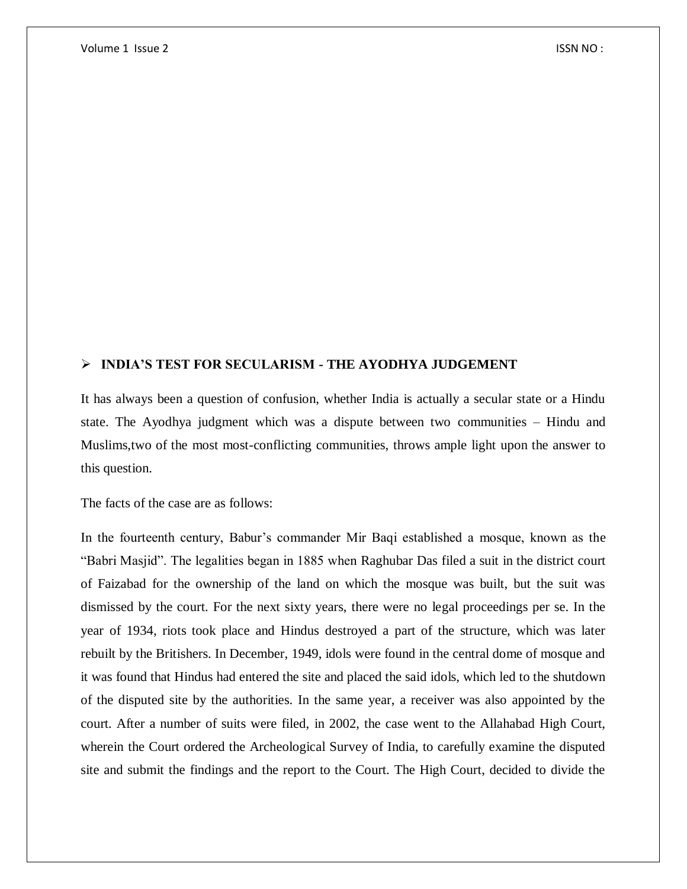## ➢ INDIA'S TEST FOR SECULARISM - THE AYODHYA JUDGEMENT

It has always been a question of confusion, whether India is actually a secular state or a Hindu state. The Ayodhya judgment which was a dispute between two communities – Hindu and Muslims,two of the most most-conflicting communities, throws ample light upon the answer to this question.

The facts of the case are as follows:

In the fourteenth century, Babur's commander Mir Baqi established a mosque, known as the "Babri Masjid". The legalities began in 1885 when Raghubar Das filed a suit in the district court of Faizabad for the ownership of the land on which the mosque was built, but the suit was dismissed by the court. For the next sixty years, there were no legal proceedings per se. In the year of 1934, riots took place and Hindus destroyed a part of the structure, which was later rebuilt by the Britishers. In December, 1949, idols were found in the central dome of mosque and it was found that Hindus had entered the site and placed the said idols, which led to the shutdown of the disputed site by the authorities. In the same year, a receiver was also appointed by the court. After a number of suits were filed, in 2002, the case went to the Allahabad High Court, wherein the Court ordered the Archeological Survey of India, to carefully examine the disputed site and submit the findings and the report to the Court. The High Court, decided to divide the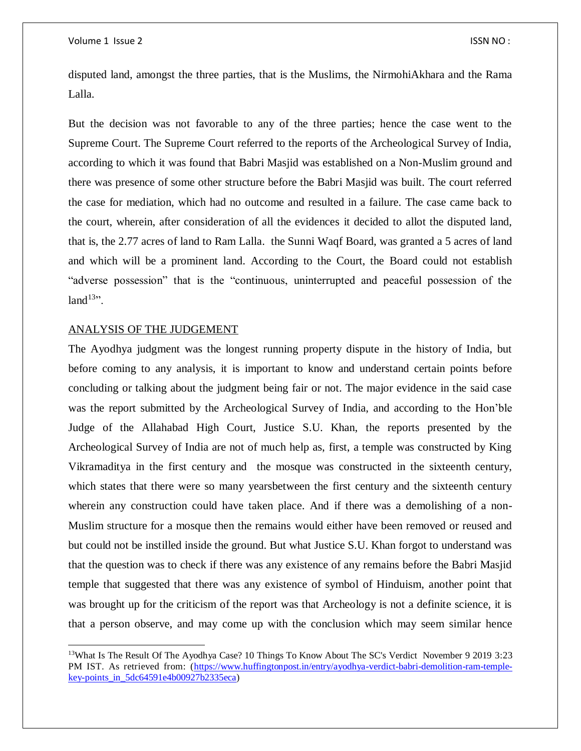disputed land, amongst the three parties, that is the Muslims, the NirmohiAkhara and the Rama Lalla.

But the decision was not favorable to any of the three parties; hence the case went to the Supreme Court. The Supreme Court referred to the reports of the Archeological Survey of India, according to which it was found that Babri Masjid was established on a Non-Muslim ground and there was presence of some other structure before the Babri Masjid was built. The court referred the case for mediation, which had no outcome and resulted in a failure. The case came back to the court, wherein, after consideration of all the evidences it decided to allot the disputed land, that is, the 2.77 acres of land to Ram Lalla. the Sunni Waqf Board, was granted a 5 acres of land and which will be a prominent land. According to the Court, the Board could not establish "adverse possession" that is the "continuous, uninterrupted and peaceful possession of the land[13]".

## ANALYSIS OF THE JUDGEMENT

The Ayodhya judgment was the longest running property dispute in the history of India, but before coming to any analysis, it is important to know and understand certain points before concluding or talking about the judgment being fair or not. The major evidence in the said case was the report submitted by the Archeological Survey of India, and according to the Hon'ble Judge of the Allahabad High Court, Justice S.U. Khan, the reports presented by the Archeological Survey of India are not of much help as, first, a temple was constructed by King Vikramaditya in the first century and the mosque was constructed in the sixteenth century, which states that there were so many yearsbetween the first century and the sixteenth century wherein any construction could have taken place. And if there was a demolishing of a non-Muslim structure for a mosque then the remains would either have been removed or reused and but could not be instilled inside the ground. But what Justice S.U. Khan forgot to understand was that the question was to check if there was any existence of any remains before the Babri Masjid temple that suggested that there was any existence of symbol of Hinduism, another point that was brought up for the criticism of the report was that Archeology is not a definite science, it is that a person observe, and may come up with the conclusion which may seem similar hence

---

[13] What Is The Result Of The Ayodhya Case? 10 Things To Know About The SC's Verdict November 9 2019 3:23 PM IST. As retrieved from: (https://www.huffingtonpost.in/entry/ayodhya-verdict-babri-demolition-ram-temple-key-points_in_5dc64591e4b00927b2335eca)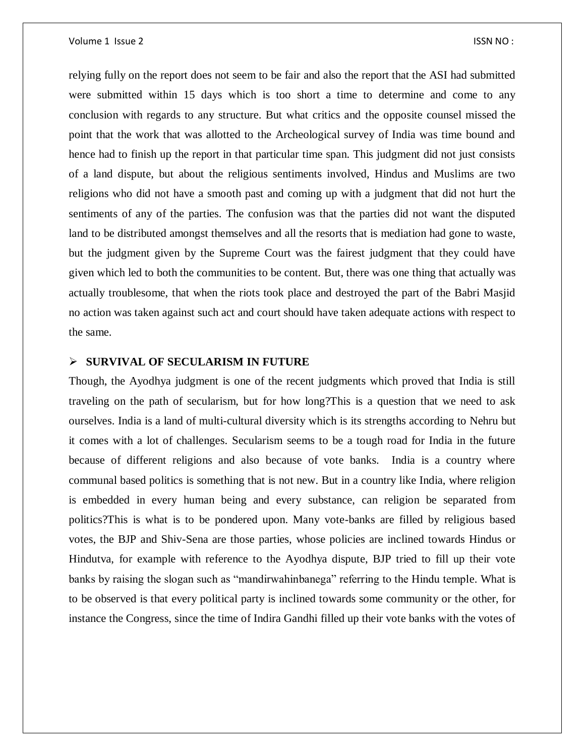relying fully on the report does not seem to be fair and also the report that the ASI had submitted were submitted within 15 days which is too short a time to determine and come to any conclusion with regards to any structure. But what critics and the opposite counsel missed the point that the work that was allotted to the Archeological survey of India was time bound and hence had to finish up the report in that particular time span. This judgment did not just consists of a land dispute, but about the religious sentiments involved, Hindus and Muslims are two religions who did not have a smooth past and coming up with a judgment that did not hurt the sentiments of any of the parties. The confusion was that the parties did not want the disputed land to be distributed amongst themselves and all the resorts that is mediation had gone to waste, but the judgment given by the Supreme Court was the fairest judgment that they could have given which led to both the communities to be content. But, there was one thing that actually was actually troublesome, that when the riots took place and destroyed the part of the Babri Masjid no action was taken against such act and court should have taken adequate actions with respect to the same.

- **SURVIVAL OF SECULARISM IN FUTURE**

Though, the Ayodhya judgment is one of the recent judgments which proved that India is still traveling on the path of secularism, but for how long?This is a question that we need to ask ourselves. India is a land of multi-cultural diversity which is its strengths according to Nehru but it comes with a lot of challenges. Secularism seems to be a tough road for India in the future because of different religions and also because of vote banks. India is a country where communal based politics is something that is not new. But in a country like India, where religion is embedded in every human being and every substance, can religion be separated from politics?This is what is to be pondered upon. Many vote-banks are filled by religious based votes, the BJP and Shiv-Sena are those parties, whose policies are inclined towards Hindus or Hindutva, for example with reference to the Ayodhya dispute, BJP tried to fill up their vote banks by raising the slogan such as "mandirwahinbanega" referring to the Hindu temple. What is to be observed is that every political party is inclined towards some community or the other, for instance the Congress, since the time of Indira Gandhi filled up their vote banks with the votes of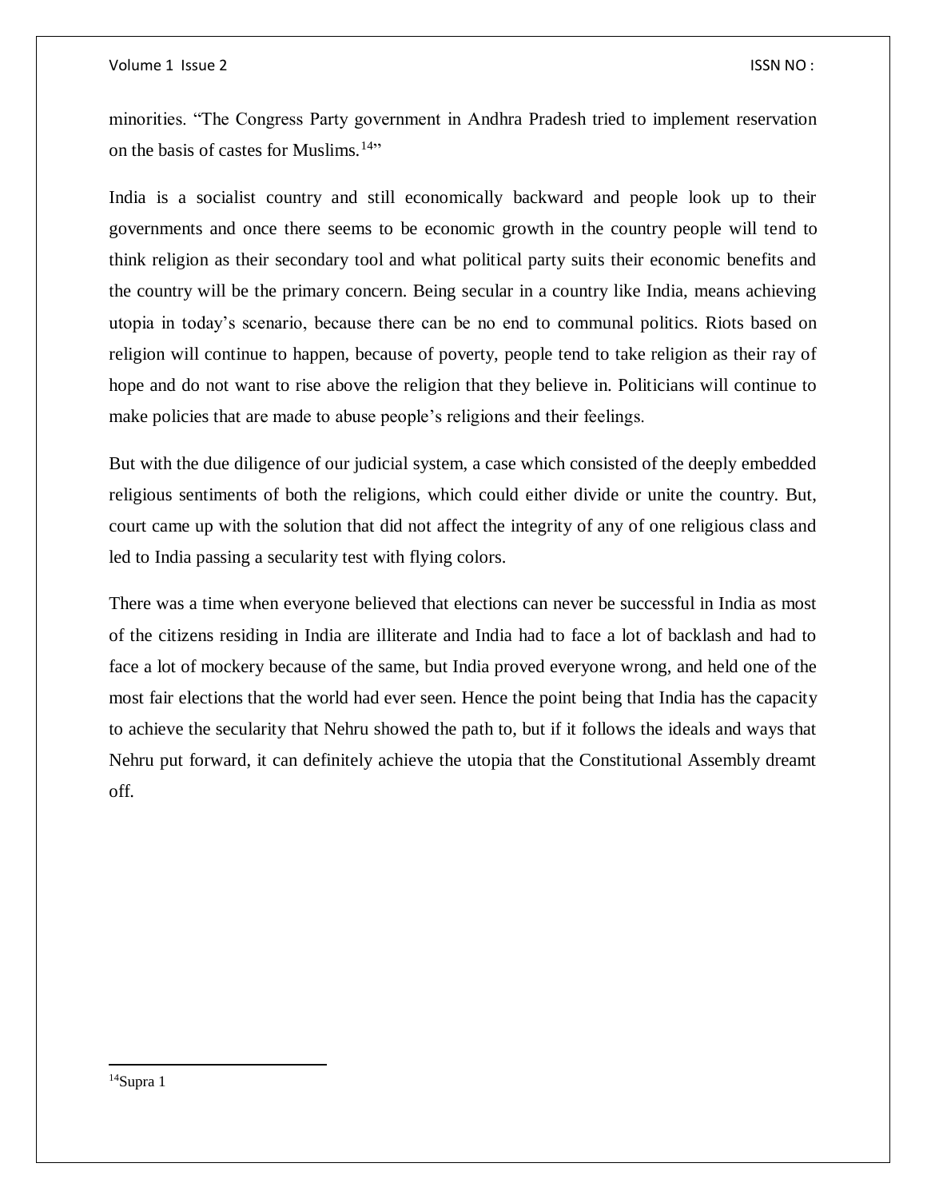minorities. “The Congress Party government in Andhra Pradesh tried to implement reservation on the basis of castes for Muslims.[14]”

India is a socialist country and still economically backward and people look up to their governments and once there seems to be economic growth in the country people will tend to think religion as their secondary tool and what political party suits their economic benefits and the country will be the primary concern. Being secular in a country like India, means achieving utopia in today’s scenario, because there can be no end to communal politics. Riots based on religion will continue to happen, because of poverty, people tend to take religion as their ray of hope and do not want to rise above the religion that they believe in. Politicians will continue to make policies that are made to abuse people’s religions and their feelings.

But with the due diligence of our judicial system, a case which consisted of the deeply embedded religious sentiments of both the religions, which could either divide or unite the country. But, court came up with the solution that did not affect the integrity of any of one religious class and led to India passing a secularity test with flying colors.

There was a time when everyone believed that elections can never be successful in India as most of the citizens residing in India are illiterate and India had to face a lot of backlash and had to face a lot of mockery because of the same, but India proved everyone wrong, and held one of the most fair elections that the world had ever seen. Hence the point being that India has the capacity to achieve the secularity that Nehru showed the path to, but if it follows the ideals and ways that Nehru put forward, it can definitely achieve the utopia that the Constitutional Assembly dreamt off.

---

[14] Supra 1